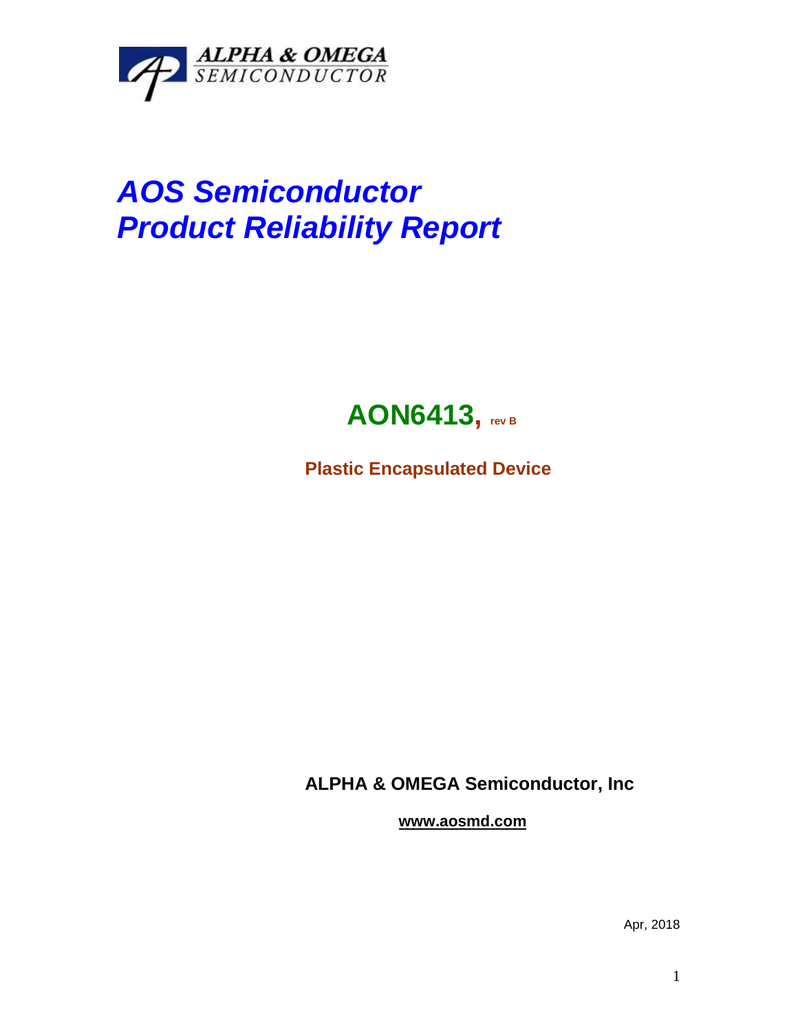ALPHA & OMEGA
SEMICONDUCTOR

# AOS Semiconductor
# Product Reliability Report

## AON6413, rev B

**Plastic Encapsulated Device**

**ALPHA & OMEGA Semiconductor, Inc**

**www.aosmd.com**

Apr, 2018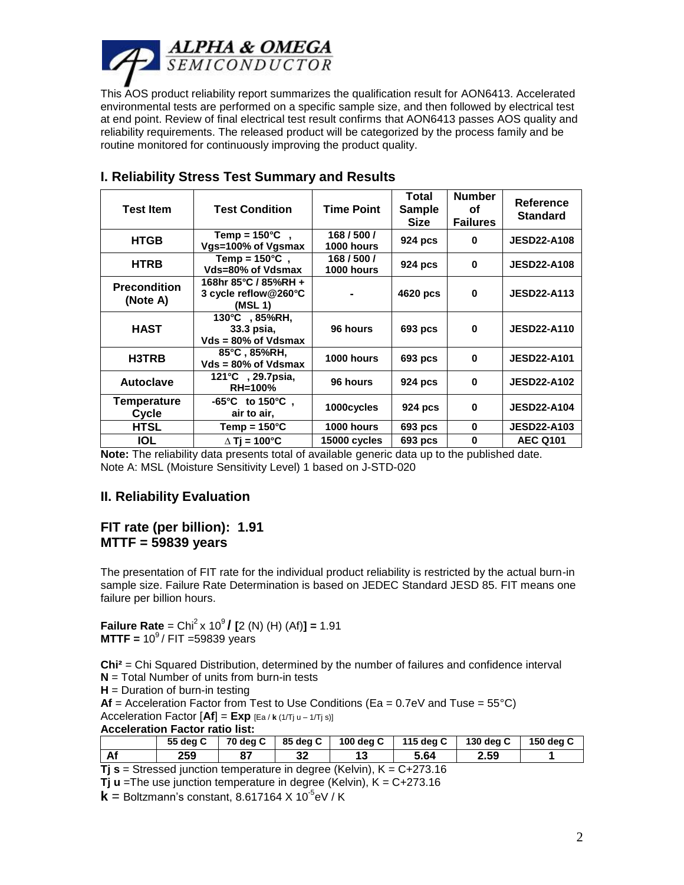This AOS product reliability report summarizes the qualification result for AON6413. Accelerated environmental tests are performed on a specific sample size, and then followed by electrical test at end point. Review of final electrical test result confirms that AON6413 passes AOS quality and reliability requirements. The released product will be categorized by the process family and be routine monitored for continuously improving the product quality.

## I. Reliability Stress Test Summary and Results

| Test Item | Test Condition | Time Point | Total Sample Size | Number of Failures | Reference Standard |
|---|---|---|---|---|---|
| HTGB | Temp = 150°C , Vgs=100% of Vgsmax | 168 / 500 / 1000 hours | 924 pcs | 0 | JESD22-A108 |
| HTRB | Temp = 150°C , Vds=80% of Vdsmax | 168 / 500 / 1000 hours | 924 pcs | 0 | JESD22-A108 |
| Precondition (Note A) | 168hr 85°C / 85%RH + 3 cycle reflow@260°C (MSL 1) | - | 4620 pcs | 0 | JESD22-A113 |
| HAST | 130°C , 85%RH, 33.3 psia, Vds = 80% of Vdsmax | 96 hours | 693 pcs | 0 | JESD22-A110 |
| H3TRB | 85°C , 85%RH, Vds = 80% of Vdsmax | 1000 hours | 693 pcs | 0 | JESD22-A101 |
| Autoclave | 121°C , 29.7psia, RH=100% | 96 hours | 924 pcs | 0 | JESD22-A102 |
| Temperature Cycle | -65°C to 150°C , air to air, | 1000cycles | 924 pcs | 0 | JESD22-A104 |
| HTSL | Temp = 150°C | 1000 hours | 693 pcs | 0 | JESD22-A103 |
| IOL | $\Delta$ Tj = 100°C | 15000 cycles | 693 pcs | 0 | AEC Q101 |

**Note:** The reliability data presents total of available generic data up to the published date.
Note A: MSL (Moisture Sensitivity Level) 1 based on J-STD-020

## II. Reliability Evaluation

### FIT rate (per billion): 1.91
### MTTF = 59839 years

The presentation of FIT rate for the individual product reliability is restricted by the actual burn-in sample size. Failure Rate Determination is based on JEDEC Standard JESD 85. FIT means one failure per billion hours.

**Failure Rate** = $Chi^2 \times 10^9$ **/ [**2 (N) (H) (Af)**] =** 1.91
**MTTF =** $10^9$ / FIT =59839 years

**Chi²** = Chi Squared Distribution, determined by the number of failures and confidence interval
**N** = Total Number of units from burn-in tests
**H** = Duration of burn-in testing
**Af** = Acceleration Factor from Test to Use Conditions (Ea = 0.7eV and Tuse = 55°C)
Acceleration Factor [**Af**] = **Exp** [Ea / **k** (1/Tj u – 1/Tj s)]
**Acceleration Factor ratio list:**

| | 55 deg C | 70 deg C | 85 deg C | 100 deg C | 115 deg C | 130 deg C | 150 deg C |
|---|---|---|---|---|---|---|---|
| Af | 259 | 87 | 32 | 13 | 5.64 | 2.59 | 1 |

**Tj s** = Stressed junction temperature in degree (Kelvin), K = C+273.16
**Tj u** =The use junction temperature in degree (Kelvin), K = C+273.16
**k** = Boltzmann's constant, 8.617164 X $10^{-5}$eV / K